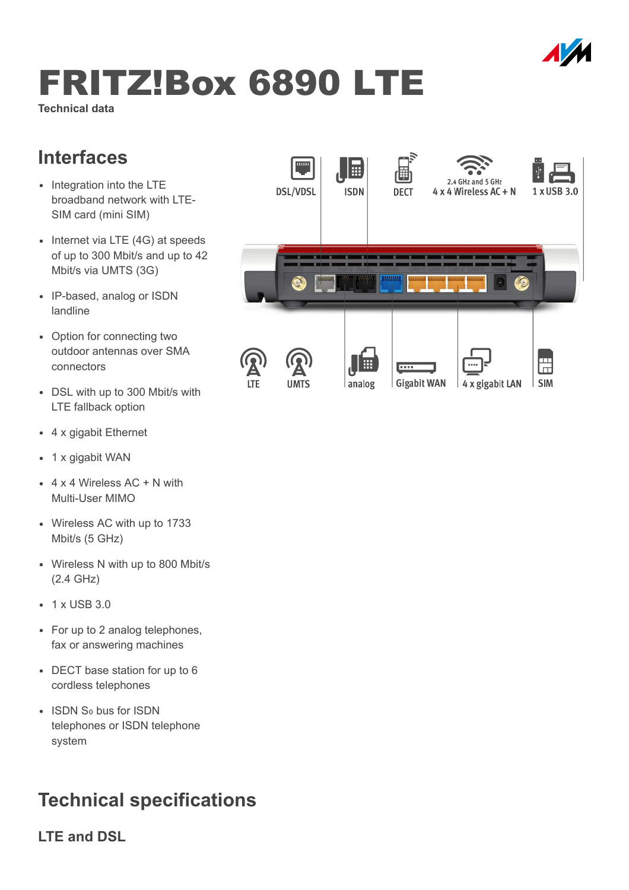# FRITZ!Box 6890 LTE

**Technical data**

## Interfaces

- Integration into the LTE broadband network with LTE-SIM card (mini SIM)
- Internet via LTE (4G) at speeds of up to 300 Mbit/s and up to 42 Mbit/s via UMTS (3G)
- IP-based, analog or ISDN landline
- Option for connecting two outdoor antennas over SMA connectors
- DSL with up to 300 Mbit/s with LTE fallback option
- 4 x gigabit Ethernet
- 1 x gigabit WAN
- 4 x 4 Wireless AC + N with Multi-User MIMO
- Wireless AC with up to 1733 Mbit/s (5 GHz)
- Wireless N with up to 800 Mbit/s (2.4 GHz)
- 1 x USB 3.0
- For up to 2 analog telephones, fax or answering machines
- DECT base station for up to 6 cordless telephones
- ISDN $S_0$ bus for ISDN telephones or ISDN telephone system

DSL/VDSL
ISDN
DECT
2.4 GHz and 5 GHz
4 x 4 Wireless AC + N
1 x USB 3.0
LTE
UMTS
analog
Gigabit WAN
4 x gigabit LAN
SIM

## Technical specifications

### LTE and DSL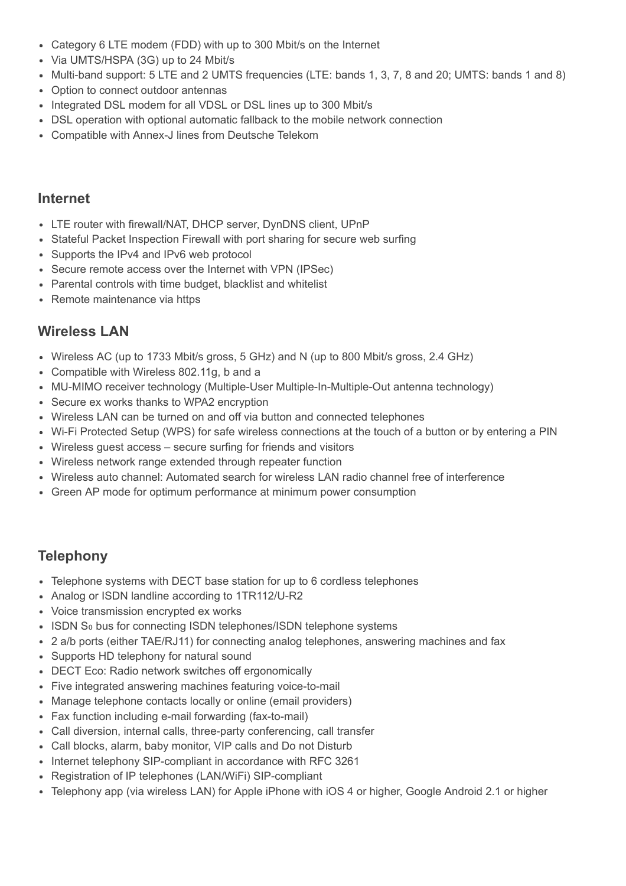- Category 6 LTE modem (FDD) with up to 300 Mbit/s on the Internet
- Via UMTS/HSPA (3G) up to 24 Mbit/s
- Multi-band support: 5 LTE and 2 UMTS frequencies (LTE: bands 1, 3, 7, 8 and 20; UMTS: bands 1 and 8)
- Option to connect outdoor antennas
- Integrated DSL modem for all VDSL or DSL lines up to 300 Mbit/s
- DSL operation with optional automatic fallback to the mobile network connection
- Compatible with Annex-J lines from Deutsche Telekom

## Internet

- LTE router with firewall/NAT, DHCP server, DynDNS client, UPnP
- Stateful Packet Inspection Firewall with port sharing for secure web surfing
- Supports the IPv4 and IPv6 web protocol
- Secure remote access over the Internet with VPN (IPSec)
- Parental controls with time budget, blacklist and whitelist
- Remote maintenance via https

## Wireless LAN

- Wireless AC (up to 1733 Mbit/s gross, 5 GHz) and N (up to 800 Mbit/s gross, 2.4 GHz)
- Compatible with Wireless 802.11g, b and a
- MU-MIMO receiver technology (Multiple-User Multiple-In-Multiple-Out antenna technology)
- Secure ex works thanks to WPA2 encryption
- Wireless LAN can be turned on and off via button and connected telephones
- Wi-Fi Protected Setup (WPS) for safe wireless connections at the touch of a button or by entering a PIN
- Wireless guest access – secure surfing for friends and visitors
- Wireless network range extended through repeater function
- Wireless auto channel: Automated search for wireless LAN radio channel free of interference
- Green AP mode for optimum performance at minimum power consumption

## Telephony

- Telephone systems with DECT base station for up to 6 cordless telephones
- Analog or ISDN landline according to 1TR112/U-R2
- Voice transmission encrypted ex works
- ISDN $S_0$ bus for connecting ISDN telephones/ISDN telephone systems
- 2 a/b ports (either TAE/RJ11) for connecting analog telephones, answering machines and fax
- Supports HD telephony for natural sound
- DECT Eco: Radio network switches off ergonomically
- Five integrated answering machines featuring voice-to-mail
- Manage telephone contacts locally or online (email providers)
- Fax function including e-mail forwarding (fax-to-mail)
- Call diversion, internal calls, three-party conferencing, call transfer
- Call blocks, alarm, baby monitor, VIP calls and Do not Disturb
- Internet telephony SIP-compliant in accordance with RFC 3261
- Registration of IP telephones (LAN/WiFi) SIP-compliant
- Telephony app (via wireless LAN) for Apple iPhone with iOS 4 or higher, Google Android 2.1 or higher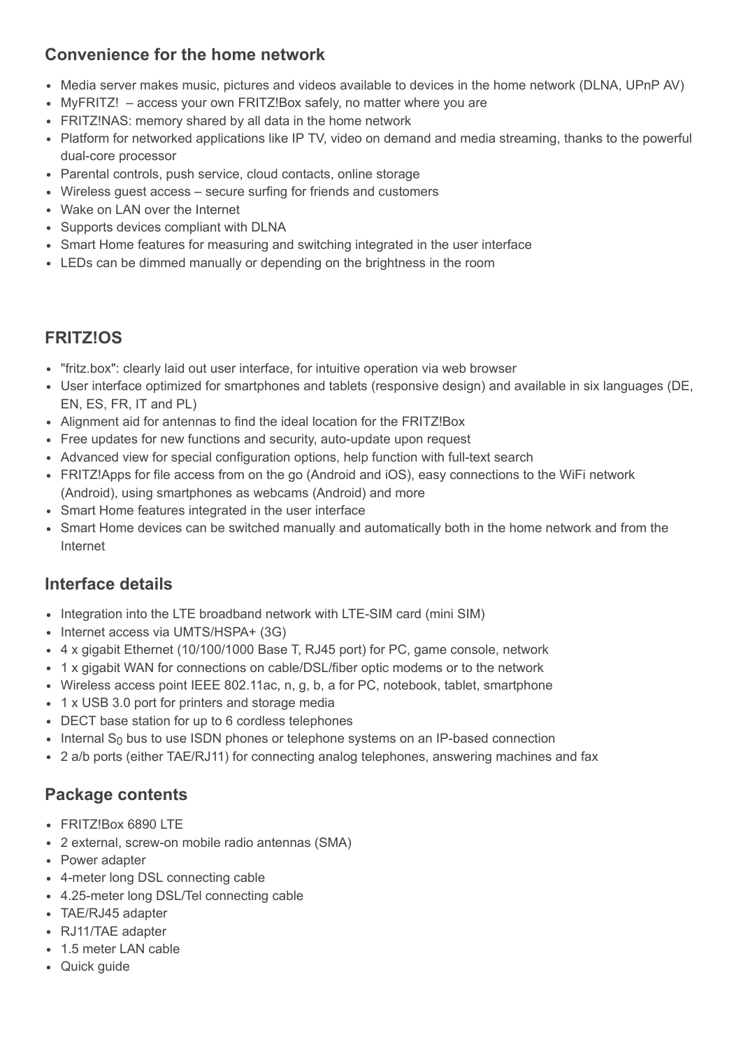## Convenience for the home network

- Media server makes music, pictures and videos available to devices in the home network (DLNA, UPnP AV)
- MyFRITZ!  – access your own FRITZ!Box safely, no matter where you are
- FRITZ!NAS: memory shared by all data in the home network
- Platform for networked applications like IP TV, video on demand and media streaming, thanks to the powerful dual-core processor
- Parental controls, push service, cloud contacts, online storage
- Wireless guest access – secure surfing for friends and customers
- Wake on LAN over the Internet
- Supports devices compliant with DLNA
- Smart Home features for measuring and switching integrated in the user interface
- LEDs can be dimmed manually or depending on the brightness in the room

## FRITZ!OS

- "fritz.box": clearly laid out user interface, for intuitive operation via web browser
- User interface optimized for smartphones and tablets (responsive design) and available in six languages (DE, EN, ES, FR, IT and PL)
- Alignment aid for antennas to find the ideal location for the FRITZ!Box
- Free updates for new functions and security, auto-update upon request
- Advanced view for special configuration options, help function with full-text search
- FRITZ!Apps for file access from on the go (Android and iOS), easy connections to the WiFi network (Android), using smartphones as webcams (Android) and more
- Smart Home features integrated in the user interface
- Smart Home devices can be switched manually and automatically both in the home network and from the Internet

## Interface details

- Integration into the LTE broadband network with LTE-SIM card (mini SIM)
- Internet access via UMTS/HSPA+ (3G)
- 4 x gigabit Ethernet (10/100/1000 Base T, RJ45 port) for PC, game console, network
- 1 x gigabit WAN for connections on cable/DSL/fiber optic modems or to the network
- Wireless access point IEEE 802.11ac, n, g, b, a for PC, notebook, tablet, smartphone
- 1 x USB 3.0 port for printers and storage media
- DECT base station for up to 6 cordless telephones
- Internal $S_0$ bus to use ISDN phones or telephone systems on an IP-based connection
- 2 a/b ports (either TAE/RJ11) for connecting analog telephones, answering machines and fax

## Package contents

- FRITZ!Box 6890 LTE
- 2 external, screw-on mobile radio antennas (SMA)
- Power adapter
- 4-meter long DSL connecting cable
- 4.25-meter long DSL/Tel connecting cable
- TAE/RJ45 adapter
- RJ11/TAE adapter
- 1.5 meter LAN cable
- Quick guide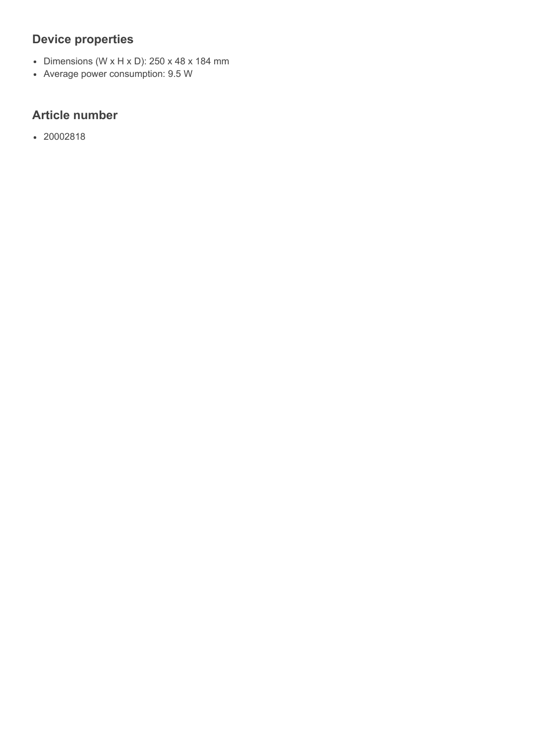## Device properties

- Dimensions (W x H x D): 250 x 48 x 184 mm
- Average power consumption: 9.5 W

## Article number

- 20002818